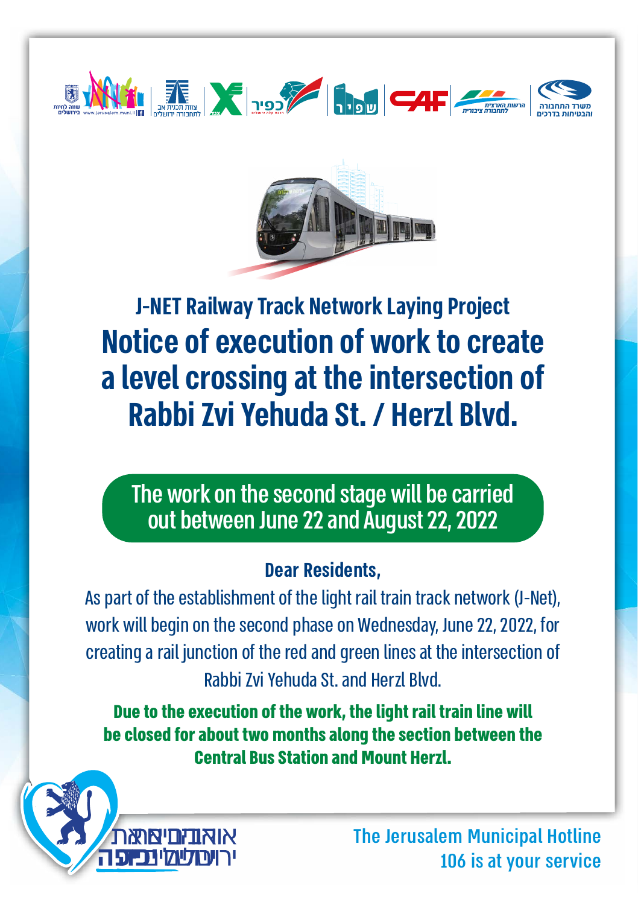## J-NET Railway Track Network Laying Project

# Notice of execution of work to create a level crossing at the intersection of Rabbi Zvi Yehuda St. / Herzl Blvd.

**The work on the second stage will be carried out between June 22 and August 22, 2022**

**Dear Residents,**

As part of the establishment of the light rail train track network (J-Net), work will begin on the second phase on Wednesday, June 22, 2022, for creating a rail junction of the red and green lines at the intersection of Rabbi Zvi Yehuda St. and Herzl Blvd.

**Due to the execution of the work, the light rail train line will be closed for about two months along the section between the Central Bus Station and Mount Herzl.**

The Jerusalem Municipal Hotline
106 is at your service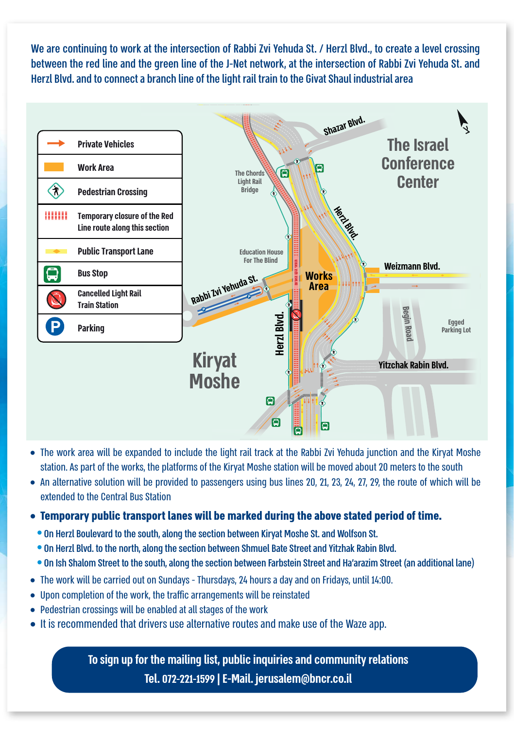We are continuing to work at the intersection of Rabbi Zvi Yehuda St. / Herzl Blvd., to create a level crossing between the red line and the green line of the J-Net network, at the intersection of Rabbi Zvi Yehuda St. and Herzl Blvd. and to connect a branch line of the light rail train to the Givat Shaul industrial area

| Legend |
| --- |
| Private Vehicles |
| Work Area |
| Pedestrian Crossing |
| Temporary closure of the Red Line route along this section |
| Public Transport Lane |
| Bus Stop |
| Cancelled Light Rail Train Station |
| Parking |

Shazar Blvd. · The Israel Conference Center · The Chords Light Rail Bridge · Herzl Blvd. · Education House For The Blind · Works Area · Weizmann Blvd. · Rabbi Zvi Yehuda St. · Begin Road · Egged Parking Lot · Herzl Blvd. · Kiryat Moshe · Yitzchak Rabin Blvd.

- The work area will be expanded to include the light rail track at the Rabbi Zvi Yehuda junction and the Kiryat Moshe station. As part of the works, the platforms of the Kiryat Moshe station will be moved about 20 meters to the south
- An alternative solution will be provided to passengers using bus lines 20, 21, 23, 24, 27, 29, the route of which will be extended to the Central Bus Station
- **Temporary public transport lanes will be marked during the above stated period of time.**
  - On Herzl Boulevard to the south, along the section between Kiryat Moshe St. and Wolfson St.
  - On Herzl Blvd. to the north, along the section between Shmuel Bate Street and Yitzhak Rabin Blvd.
  - On Ish Shalom Street to the south, along the section between Farbstein Street and Ha'arazim Street (an additional lane)
- The work will be carried out on Sundays - Thursdays, 24 hours a day and on Fridays, until 14:00.
- Upon completion of the work, the traffic arrangements will be reinstated
- Pedestrian crossings will be enabled at all stages of the work
- It is recommended that drivers use alternative routes and make use of the Waze app.

**To sign up for the mailing list, public inquiries and community relations**
**Tel. 072-221-1599 | E-Mail. jerusalem@bncr.co.il**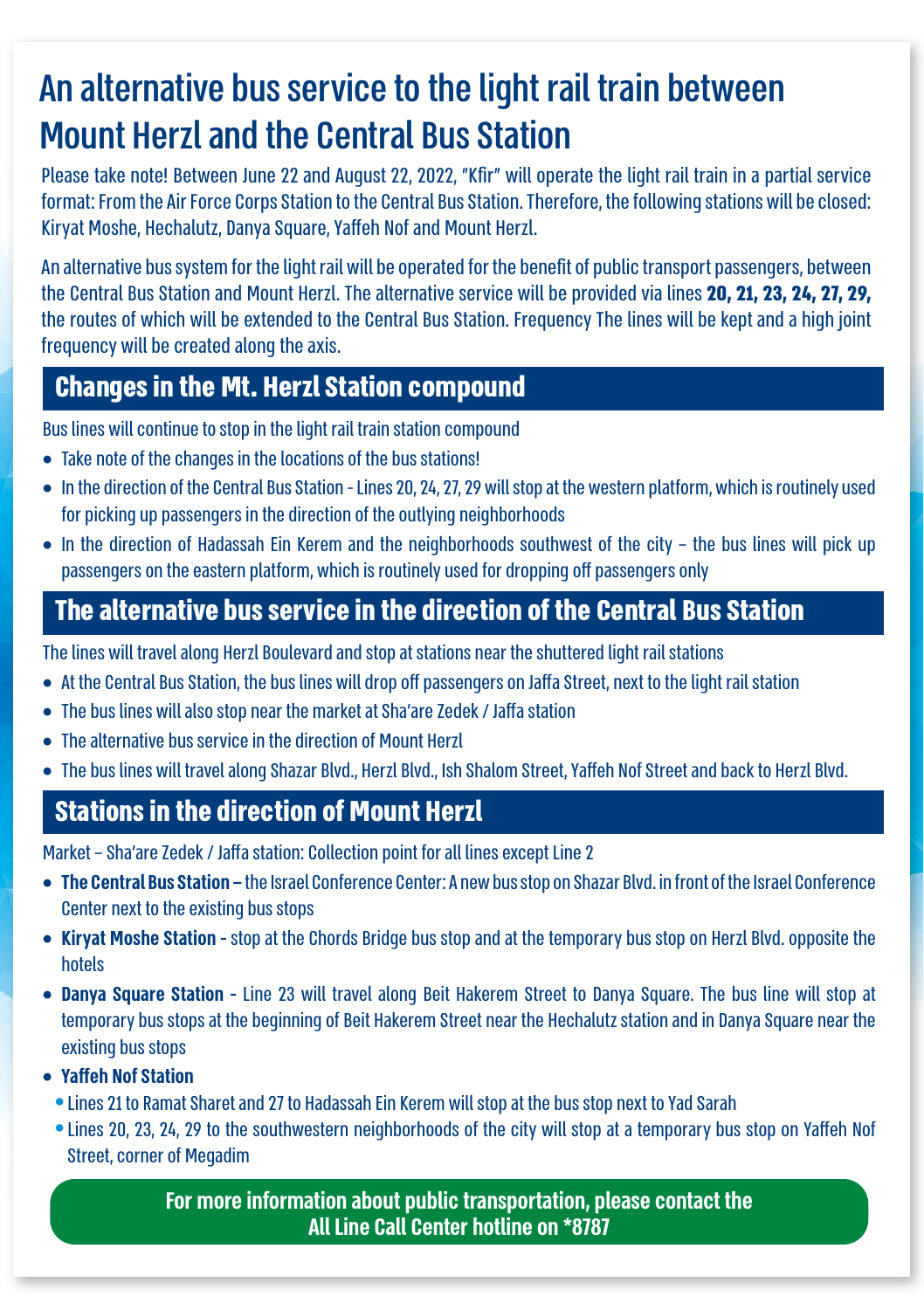# An alternative bus service to the light rail train between Mount Herzl and the Central Bus Station

Please take note! Between June 22 and August 22, 2022, "Kfir" will operate the light rail train in a partial service format: From the Air Force Corps Station to the Central Bus Station. Therefore, the following stations will be closed: Kiryat Moshe, Hechalutz, Danya Square, Yaffeh Nof and Mount Herzl.

An alternative bus system for the light rail will be operated for the benefit of public transport passengers, between the Central Bus Station and Mount Herzl. The alternative service will be provided via lines **20, 21, 23, 24, 27, 29,** the routes of which will be extended to the Central Bus Station. Frequency The lines will be kept and a high joint frequency will be created along the axis.

## Changes in the Mt. Herzl Station compound

Bus lines will continue to stop in the light rail train station compound

- Take note of the changes in the locations of the bus stations!
- In the direction of the Central Bus Station - Lines 20, 24, 27, 29 will stop at the western platform, which is routinely used for picking up passengers in the direction of the outlying neighborhoods
- In the direction of Hadassah Ein Kerem and the neighborhoods southwest of the city – the bus lines will pick up passengers on the eastern platform, which is routinely used for dropping off passengers only

## The alternative bus service in the direction of the Central Bus Station

The lines will travel along Herzl Boulevard and stop at stations near the shuttered light rail stations

- At the Central Bus Station, the bus lines will drop off passengers on Jaffa Street, next to the light rail station
- The bus lines will also stop near the market at Sha'are Zedek / Jaffa station
- The alternative bus service in the direction of Mount Herzl
- The bus lines will travel along Shazar Blvd., Herzl Blvd., Ish Shalom Street, Yaffeh Nof Street and back to Herzl Blvd.

## Stations in the direction of Mount Herzl

Market – Sha'are Zedek / Jaffa station: Collection point for all lines except Line 2

- **The Central Bus Station –** the Israel Conference Center: A new bus stop on Shazar Blvd. in front of the Israel Conference Center next to the existing bus stops
- **Kiryat Moshe Station -** stop at the Chords Bridge bus stop and at the temporary bus stop on Herzl Blvd. opposite the hotels
- **Danya Square Station -** Line 23 will travel along Beit Hakerem Street to Danya Square. The bus line will stop at temporary bus stops at the beginning of Beit Hakerem Street near the Hechalutz station and in Danya Square near the existing bus stops
- **Yaffeh Nof Station**
  - Lines 21 to Ramat Sharet and 27 to Hadassah Ein Kerem will stop at the bus stop next to Yad Sarah
  - Lines 20, 23, 24, 29 to the southwestern neighborhoods of the city will stop at a temporary bus stop on Yaffeh Nof Street, corner of Megadim

**For more information about public transportation, please contact the All Line Call Center hotline on *8787**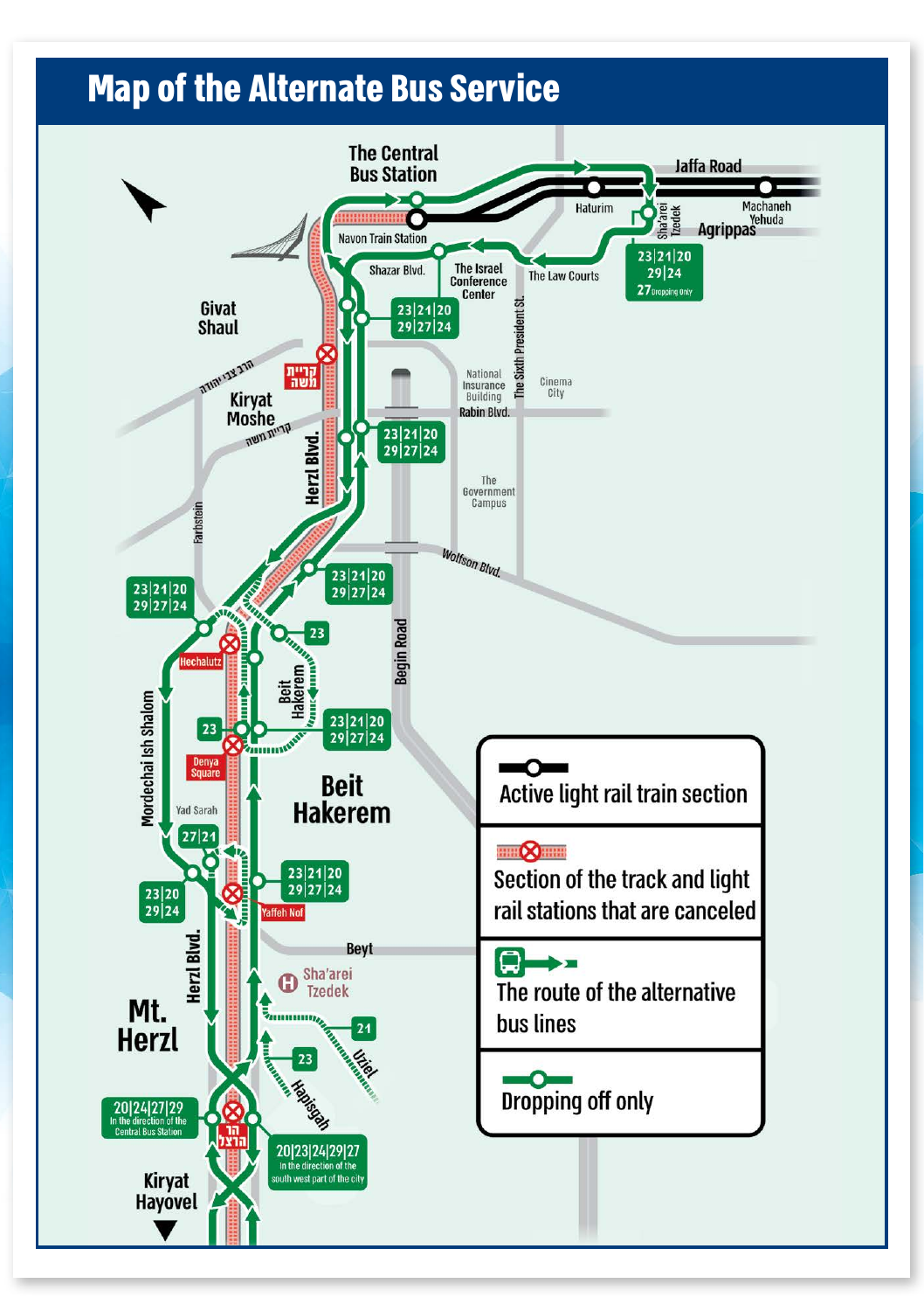# Map of the Alternate Bus Service

The Central Bus Station

Jaffa Road

Haturim

Sha'arei Tzedek

Machaneh Yehuda

Agrippas

Navon Train Station

Shazar Blvd.

The Israel Conference Center

The Law Courts

23|21|20 29|24 27 Dropping only

23|21|20 29|27|24

Givat Shaul

קריית משה

הרב צבי יהודה

Kiryat Moshe

קריית משה

Herzl Blvd.

The Sixth President St.

National Insurance Building

Cinema City

Rabin Blvd.

23|21|20 29|27|24

The Government Campus

Farbstein

Wolfson Blvd.

23|21|20 29|27|24

23|21|20 29|27|24

Hechalutz

23

Begin Road

Beit Hakerem

Mordechai Ish Shalom

23

23|21|20 29|27|24

Denya Square

Beit Hakerem

Yad Sarah

27|21

23|21|20 29|27|24

23|20 29|24

Yaffeh Nof

Beyt

Sha'arei Tzedek

Herzl Blvd.

Mt. Herzl

21

Uziel

23

Hapisgah

20|24|27|29 In the direction of the Central Bus Station

הר הרצל

20|23|24|29|27 In the direction of the south west part of the city

Kiryat Hayovel

Active light rail train section

Section of the track and light rail stations that are canceled

The route of the alternative bus lines

Dropping off only